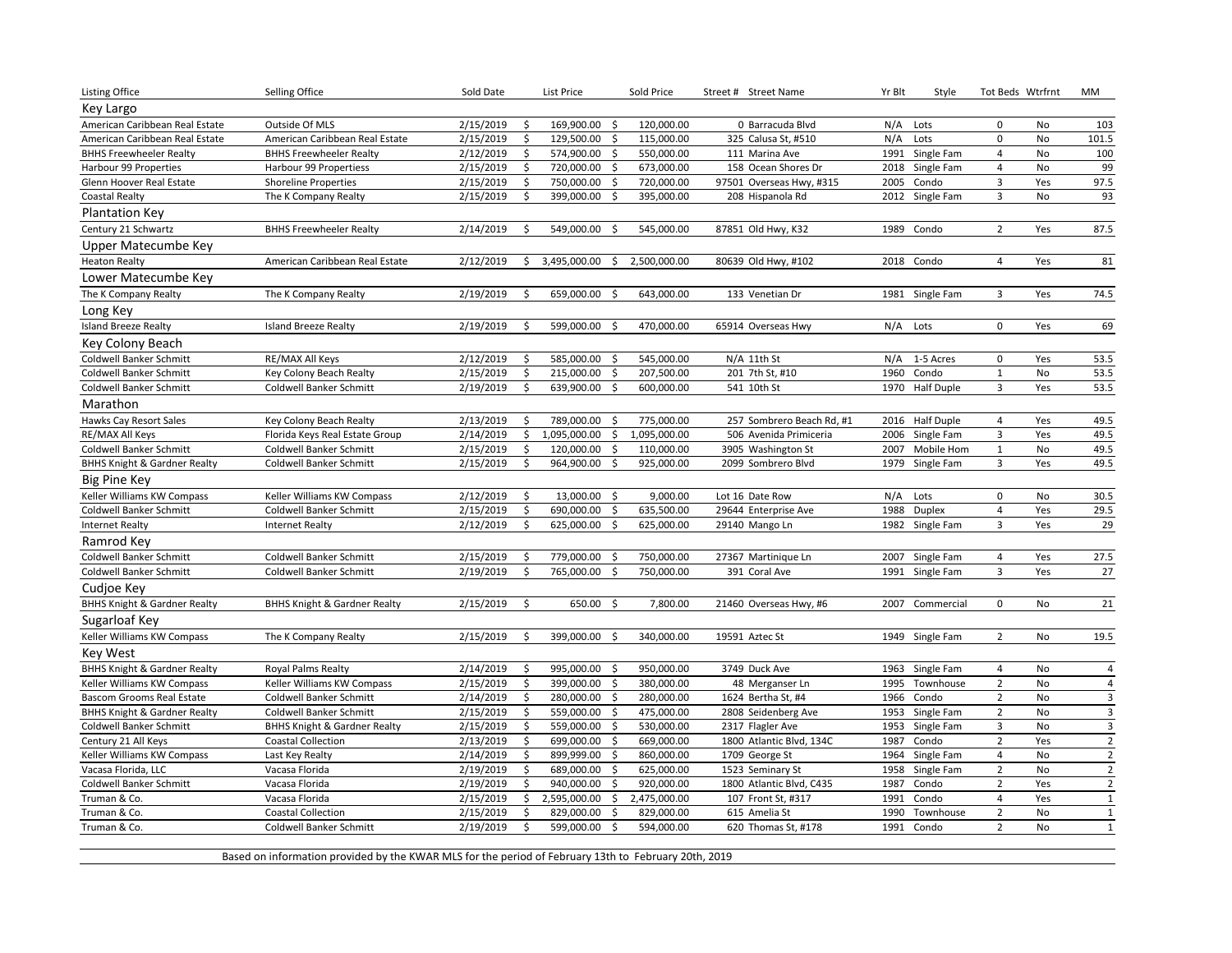| Listing Office | Selling Office | Sold Date | List Price | Sold Price | Street # | Street Name | Yr Blt | Style | Tot Beds | Wtrfrnt | MM |
|---|---|---|---|---|---|---|---|---|---|---|---|
| **Key Largo** | | | | | | | | | | | |
| American Caribbean Real Estate | Outside Of MLS | 2/15/2019 | $ 169,900.00 | $ 120,000.00 | 0 | Barracuda Blvd | N/A | Lots | 0 | No | 103 |
| American Caribbean Real Estate | American Caribbean Real Estate | 2/15/2019 | $ 129,500.00 | $ 115,000.00 | 325 | Calusa St, #510 | N/A | Lots | 0 | No | 101.5 |
| BHHS Freewheeler Realty | BHHS Freewheeler Realty | 2/12/2019 | $ 574,900.00 | $ 550,000.00 | 111 | Marina Ave | 1991 | Single Fam | 4 | No | 100 |
| Harbour 99 Properties | Harbour 99 Propertiess | 2/15/2019 | $ 720,000.00 | $ 673,000.00 | 158 | Ocean Shores Dr | 2018 | Single Fam | 4 | No | 99 |
| Glenn Hoover Real Estate | Shoreline Properties | 2/15/2019 | $ 750,000.00 | $ 720,000.00 | 97501 | Overseas Hwy, #315 | 2005 | Condo | 3 | Yes | 97.5 |
| Coastal Realty | The K Company Realty | 2/15/2019 | $ 399,000.00 | $ 395,000.00 | 208 | Hispanola Rd | 2012 | Single Fam | 3 | No | 93 |
| **Plantation Key** | | | | | | | | | | | |
| Century 21 Schwartz | BHHS Freewheeler Realty | 2/14/2019 | $ 549,000.00 | $ 545,000.00 | 87851 | Old Hwy, K32 | 1989 | Condo | 2 | Yes | 87.5 |
| **Upper Matecumbe Key** | | | | | | | | | | | |
| Heaton Realty | American Caribbean Real Estate | 2/12/2019 | $ 3,495,000.00 | $ 2,500,000.00 | 80639 | Old Hwy, #102 | 2018 | Condo | 4 | Yes | 81 |
| **Lower Matecumbe Key** | | | | | | | | | | | |
| The K Company Realty | The K Company Realty | 2/19/2019 | $ 659,000.00 | $ 643,000.00 | 133 | Venetian Dr | 1981 | Single Fam | 3 | Yes | 74.5 |
| **Long Key** | | | | | | | | | | | |
| Island Breeze Realty | Island Breeze Realty | 2/19/2019 | $ 599,000.00 | $ 470,000.00 | 65914 | Overseas Hwy | N/A | Lots | 0 | Yes | 69 |
| **Key Colony Beach** | | | | | | | | | | | |
| Coldwell Banker Schmitt | RE/MAX All Keys | 2/12/2019 | $ 585,000.00 | $ 545,000.00 | N/A | 11th St | N/A | 1-5 Acres | 0 | Yes | 53.5 |
| Coldwell Banker Schmitt | Key Colony Beach Realty | 2/15/2019 | $ 215,000.00 | $ 207,500.00 | 201 | 7th St, #10 | 1960 | Condo | 1 | No | 53.5 |
| Coldwell Banker Schmitt | Coldwell Banker Schmitt | 2/19/2019 | $ 639,900.00 | $ 600,000.00 | 541 | 10th St | 1970 | Half Duple | 3 | Yes | 53.5 |
| **Marathon** | | | | | | | | | | | |
| Hawks Cay Resort Sales | Key Colony Beach Realty | 2/13/2019 | $ 789,000.00 | $ 775,000.00 | 257 | Sombrero Beach Rd, #1 | 2016 | Half Duple | 4 | Yes | 49.5 |
| RE/MAX All Keys | Florida Keys Real Estate Group | 2/14/2019 | $ 1,095,000.00 | $ 1,095,000.00 | 506 | Avenida Primiceria | 2006 | Single Fam | 3 | Yes | 49.5 |
| Coldwell Banker Schmitt | Coldwell Banker Schmitt | 2/15/2019 | $ 120,000.00 | $ 110,000.00 | 3905 | Washington St | 2007 | Mobile Hom | 1 | No | 49.5 |
| BHHS Knight & Gardner Realty | Coldwell Banker Schmitt | 2/15/2019 | $ 964,900.00 | $ 925,000.00 | 2099 | Sombrero Blvd | 1979 | Single Fam | 3 | Yes | 49.5 |
| **Big Pine Key** | | | | | | | | | | | |
| Keller Williams KW Compass | Keller Williams KW Compass | 2/12/2019 | $ 13,000.00 | $ 9,000.00 | Lot 16 | Date Row | N/A | Lots | 0 | No | 30.5 |
| Coldwell Banker Schmitt | Coldwell Banker Schmitt | 2/15/2019 | $ 690,000.00 | $ 635,500.00 | 29644 | Enterprise Ave | 1988 | Duplex | 4 | Yes | 29.5 |
| Internet Realty | Internet Realty | 2/12/2019 | $ 625,000.00 | $ 625,000.00 | 29140 | Mango Ln | 1982 | Single Fam | 3 | Yes | 29 |
| **Ramrod Key** | | | | | | | | | | | |
| Coldwell Banker Schmitt | Coldwell Banker Schmitt | 2/15/2019 | $ 779,000.00 | $ 750,000.00 | 27367 | Martinique Ln | 2007 | Single Fam | 4 | Yes | 27.5 |
| Coldwell Banker Schmitt | Coldwell Banker Schmitt | 2/19/2019 | $ 765,000.00 | $ 750,000.00 | 391 | Coral Ave | 1991 | Single Fam | 3 | Yes | 27 |
| **Cudjoe Key** | | | | | | | | | | | |
| BHHS Knight & Gardner Realty | BHHS Knight & Gardner Realty | 2/15/2019 | $ 650.00 | $ 7,800.00 | 21460 | Overseas Hwy, #6 | 2007 | Commercial | 0 | No | 21 |
| **Sugarloaf Key** | | | | | | | | | | | |
| Keller Williams KW Compass | The K Company Realty | 2/15/2019 | $ 399,000.00 | $ 340,000.00 | 19591 | Aztec St | 1949 | Single Fam | 2 | No | 19.5 |
| **Key West** | | | | | | | | | | | |
| BHHS Knight & Gardner Realty | Royal Palms Realty | 2/14/2019 | $ 995,000.00 | $ 950,000.00 | 3749 | Duck Ave | 1963 | Single Fam | 4 | No | 4 |
| Keller Williams KW Compass | Keller Williams KW Compass | 2/15/2019 | $ 399,000.00 | $ 380,000.00 | 48 | Merganser Ln | 1995 | Townhouse | 2 | No | 4 |
| Bascom Grooms Real Estate | Coldwell Banker Schmitt | 2/14/2019 | $ 280,000.00 | $ 280,000.00 | 1624 | Bertha St, #4 | 1966 | Condo | 2 | No | 3 |
| BHHS Knight & Gardner Realty | Coldwell Banker Schmitt | 2/15/2019 | $ 559,000.00 | $ 475,000.00 | 2808 | Seidenberg Ave | 1953 | Single Fam | 2 | No | 3 |
| Coldwell Banker Schmitt | BHHS Knight & Gardner Realty | 2/15/2019 | $ 559,000.00 | $ 530,000.00 | 2317 | Flagler Ave | 1953 | Single Fam | 3 | No | 3 |
| Century 21 All Keys | Coastal Collection | 2/13/2019 | $ 699,000.00 | $ 669,000.00 | 1800 | Atlantic Blvd, 134C | 1987 | Condo | 2 | Yes | 2 |
| Keller Williams KW Compass | Last Key Realty | 2/14/2019 | $ 899,999.00 | $ 860,000.00 | 1709 | George St | 1964 | Single Fam | 4 | No | 2 |
| Vacasa Florida, LLC | Vacasa Florida | 2/19/2019 | $ 689,000.00 | $ 625,000.00 | 1523 | Seminary St | 1958 | Single Fam | 2 | No | 2 |
| Coldwell Banker Schmitt | Vacasa Florida | 2/19/2019 | $ 940,000.00 | $ 920,000.00 | 1800 | Atlantic Blvd, C435 | 1987 | Condo | 2 | Yes | 2 |
| Truman & Co. | Vacasa Florida | 2/15/2019 | $ 2,595,000.00 | $ 2,475,000.00 | 107 | Front St, #317 | 1991 | Condo | 4 | Yes | 1 |
| Truman & Co. | Coastal Collection | 2/15/2019 | $ 829,000.00 | $ 829,000.00 | 615 | Amelia St | 1990 | Townhouse | 2 | No | 1 |
| Truman & Co. | Coldwell Banker Schmitt | 2/19/2019 | $ 599,000.00 | $ 594,000.00 | 620 | Thomas St, #178 | 1991 | Condo | 2 | No | 1 |

Based on information provided by the KWAR MLS for the period of February 13th to February 20th, 2019